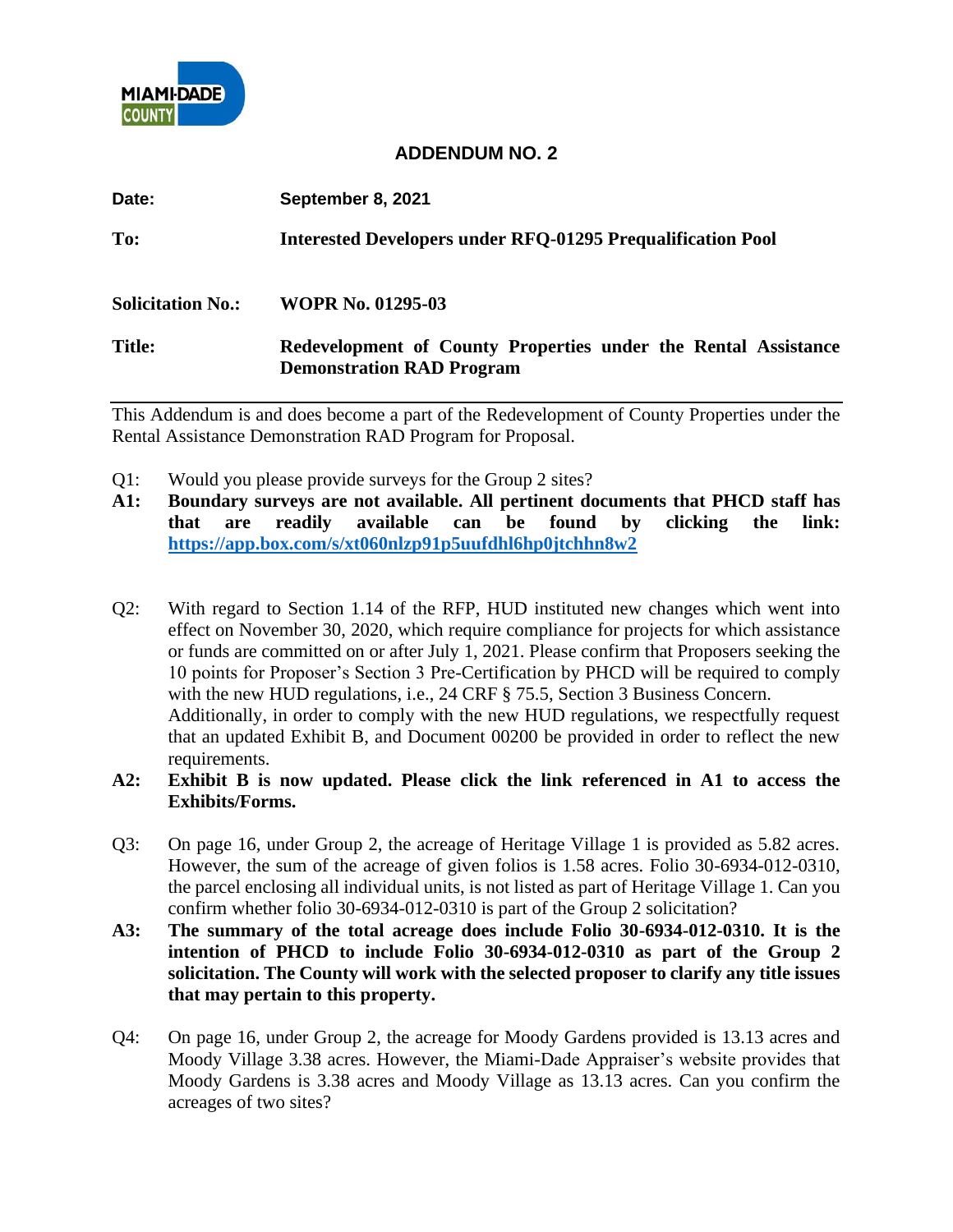MIAMI-DADE COUNTY

# ADDENDUM NO. 2

**Date:** **September 8, 2021**

**To:** **Interested Developers under RFQ-01295 Prequalification Pool**

**Solicitation No.:** **WOPR No. 01295-03**

**Title:** **Redevelopment of County Properties under the Rental Assistance Demonstration RAD Program**

---

This Addendum is and does become a part of the Redevelopment of County Properties under the Rental Assistance Demonstration RAD Program for Proposal.

Q1: Would you please provide surveys for the Group 2 sites?

**A1: Boundary surveys are not available. All pertinent documents that PHCD staff has that are readily available can be found by clicking the link: https://app.box.com/s/xt060nlzp91p5uufdhl6hp0jtchhn8w2**

Q2: With regard to Section 1.14 of the RFP, HUD instituted new changes which went into effect on November 30, 2020, which require compliance for projects for which assistance or funds are committed on or after July 1, 2021. Please confirm that Proposers seeking the 10 points for Proposer's Section 3 Pre-Certification by PHCD will be required to comply with the new HUD regulations, i.e., 24 CRF § 75.5, Section 3 Business Concern.
Additionally, in order to comply with the new HUD regulations, we respectfully request that an updated Exhibit B, and Document 00200 be provided in order to reflect the new requirements.

**A2: Exhibit B is now updated. Please click the link referenced in A1 to access the Exhibits/Forms.**

Q3: On page 16, under Group 2, the acreage of Heritage Village 1 is provided as 5.82 acres. However, the sum of the acreage of given folios is 1.58 acres. Folio 30-6934-012-0310, the parcel enclosing all individual units, is not listed as part of Heritage Village 1. Can you confirm whether folio 30-6934-012-0310 is part of the Group 2 solicitation?

**A3: The summary of the total acreage does include Folio 30-6934-012-0310. It is the intention of PHCD to include Folio 30-6934-012-0310 as part of the Group 2 solicitation. The County will work with the selected proposer to clarify any title issues that may pertain to this property.**

Q4: On page 16, under Group 2, the acreage for Moody Gardens provided is 13.13 acres and Moody Village 3.38 acres. However, the Miami-Dade Appraiser's website provides that Moody Gardens is 3.38 acres and Moody Village as 13.13 acres. Can you confirm the acreages of two sites?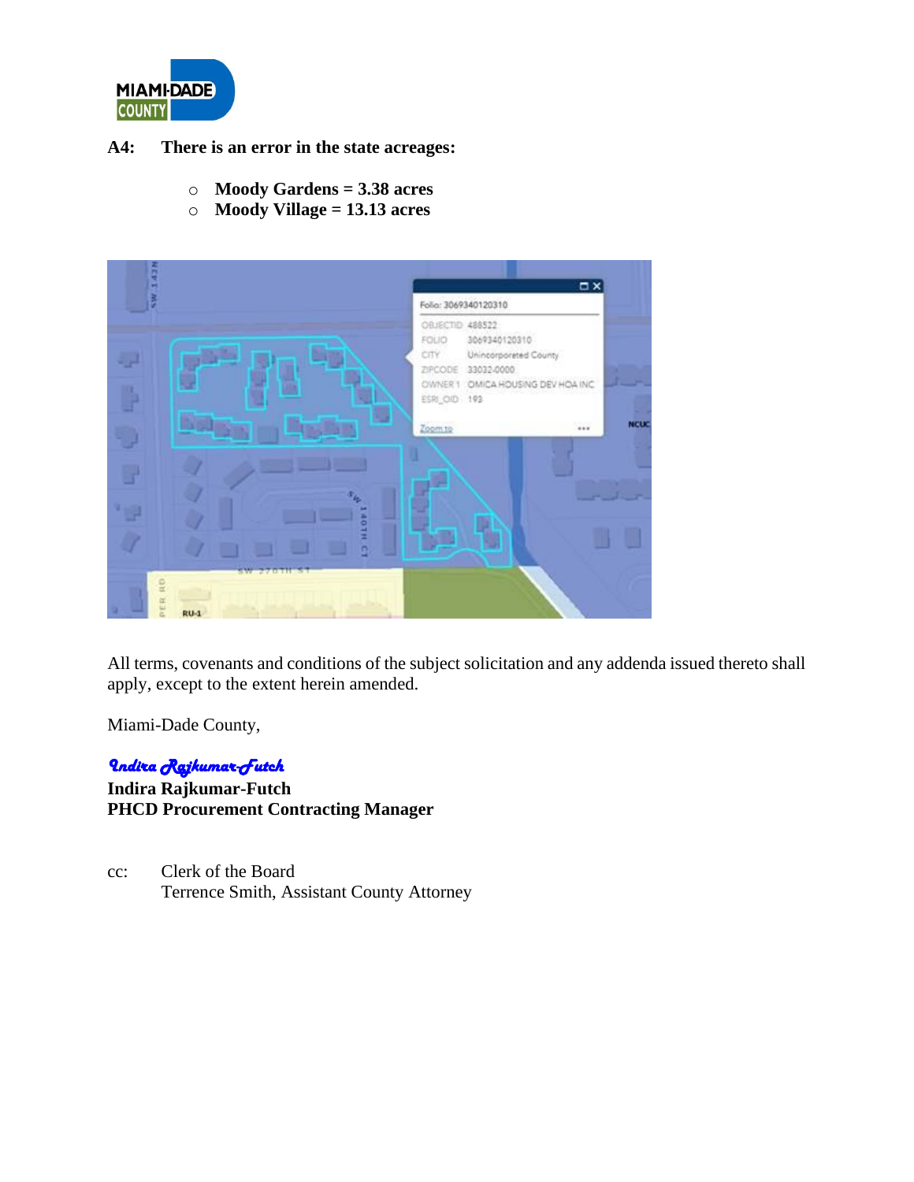**A4: There is an error in the state acreages:**

- **Moody Gardens = 3.38 acres**
- **Moody Village = 13.13 acres**

All terms, covenants and conditions of the subject solicitation and any addenda issued thereto shall apply, except to the extent herein amended.

Miami-Dade County,

*Indira Rajkumar-Futch*

**Indira Rajkumar-Futch**
**PHCD Procurement Contracting Manager**

cc: Clerk of the Board
Terrence Smith, Assistant County Attorney